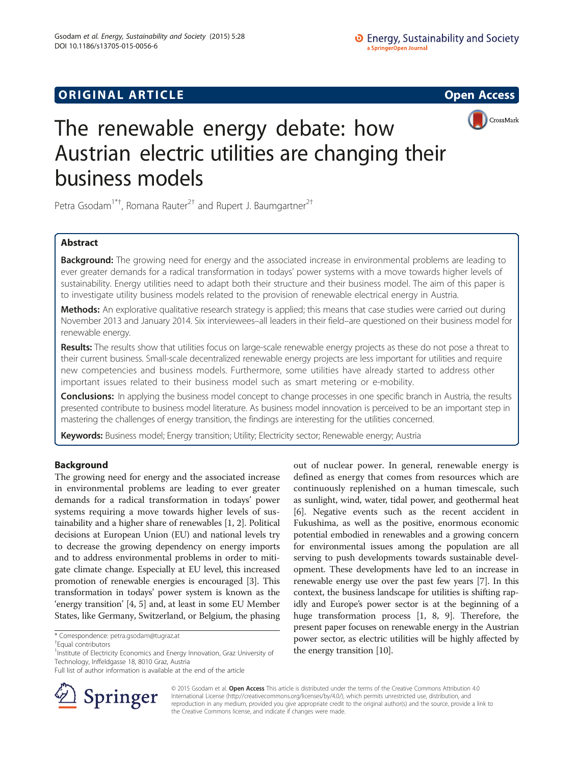ORIGINAL ARTICLE

Open Access

# The renewable energy debate: how Austrian electric utilities are changing their business models

Petra Gsodam[1*†], Romana Rauter[2†] and Rupert J. Baumgartner[2†]

## Abstract

**Background:** The growing need for energy and the associated increase in environmental problems are leading to ever greater demands for a radical transformation in todays' power systems with a move towards higher levels of sustainability. Energy utilities need to adapt both their structure and their business model. The aim of this paper is to investigate utility business models related to the provision of renewable electrical energy in Austria.

**Methods:** An explorative qualitative research strategy is applied; this means that case studies were carried out during November 2013 and January 2014. Six interviewees–all leaders in their field–are questioned on their business model for renewable energy.

**Results:** The results show that utilities focus on large-scale renewable energy projects as these do not pose a threat to their current business. Small-scale decentralized renewable energy projects are less important for utilities and require new competencies and business models. Furthermore, some utilities have already started to address other important issues related to their business model such as smart metering or e-mobility.

**Conclusions:** In applying the business model concept to change processes in one specific branch in Austria, the results presented contribute to business model literature. As business model innovation is perceived to be an important step in mastering the challenges of energy transition, the findings are interesting for the utilities concerned.

**Keywords:** Business model; Energy transition; Utility; Electricity sector; Renewable energy; Austria

## Background

The growing need for energy and the associated increase in environmental problems are leading to ever greater demands for a radical transformation in todays' power systems requiring a move towards higher levels of sustainability and a higher share of renewables [1, 2]. Political decisions at European Union (EU) and national levels try to decrease the growing dependency on energy imports and to address environmental problems in order to mitigate climate change. Especially at EU level, this increased promotion of renewable energies is encouraged [3]. This transformation in todays' power system is known as the 'energy transition' [4, 5] and, at least in some EU Member States, like Germany, Switzerland, or Belgium, the phasing out of nuclear power. In general, renewable energy is defined as energy that comes from resources which are continuously replenished on a human timescale, such as sunlight, wind, water, tidal power, and geothermal heat [6]. Negative events such as the recent accident in Fukushima, as well as the positive, enormous economic potential embodied in renewables and a growing concern for environmental issues among the population are all serving to push developments towards sustainable development. These developments have led to an increase in renewable energy use over the past few years [7]. In this context, the business landscape for utilities is shifting rapidly and Europe's power sector is at the beginning of a huge transformation process [1, 8, 9]. Therefore, the present paper focuses on renewable energy in the Austrian power sector, as electric utilities will be highly affected by the energy transition [10].

\* Correspondence: petra.gsodam@tugraz.at

†Equal contributors

[1]Institute of Electricity Economics and Energy Innovation, Graz University of Technology, Inffeldgasse 18, 8010 Graz, Austria

Full list of author information is available at the end of the article

© 2015 Gsodam et al. **Open Access** This article is distributed under the terms of the Creative Commons Attribution 4.0 International License (http://creativecommons.org/licenses/by/4.0/), which permits unrestricted use, distribution, and reproduction in any medium, provided you give appropriate credit to the original author(s) and the source, provide a link to the Creative Commons license, and indicate if changes were made.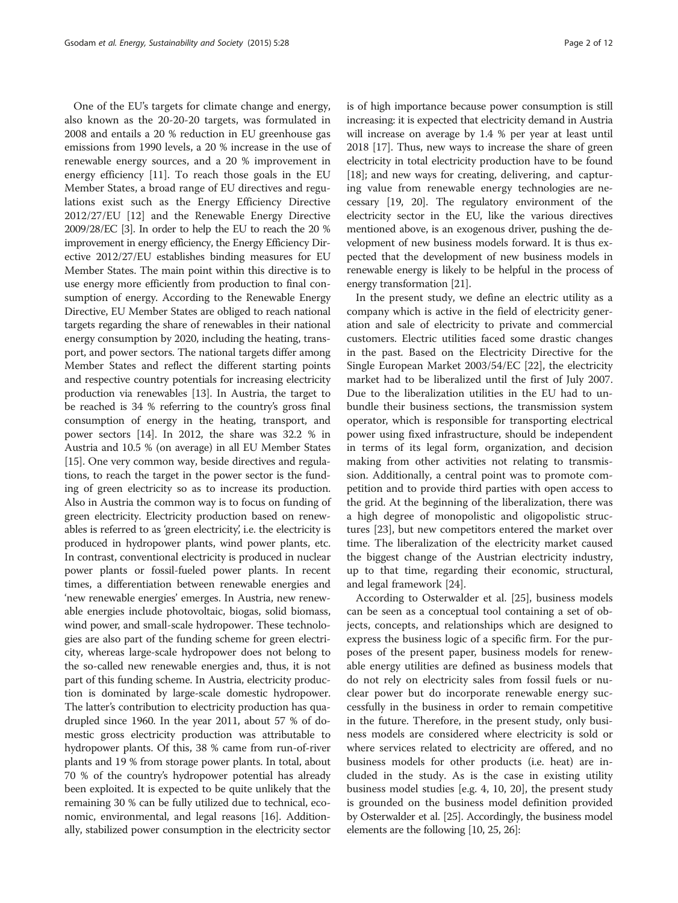One of the EU's targets for climate change and energy, also known as the 20-20-20 targets, was formulated in 2008 and entails a 20 % reduction in EU greenhouse gas emissions from 1990 levels, a 20 % increase in the use of renewable energy sources, and a 20 % improvement in energy efficiency [11]. To reach those goals in the EU Member States, a broad range of EU directives and regulations exist such as the Energy Efficiency Directive 2012/27/EU [12] and the Renewable Energy Directive 2009/28/EC [3]. In order to help the EU to reach the 20 % improvement in energy efficiency, the Energy Efficiency Directive 2012/27/EU establishes binding measures for EU Member States. The main point within this directive is to use energy more efficiently from production to final consumption of energy. According to the Renewable Energy Directive, EU Member States are obliged to reach national targets regarding the share of renewables in their national energy consumption by 2020, including the heating, transport, and power sectors. The national targets differ among Member States and reflect the different starting points and respective country potentials for increasing electricity production via renewables [13]. In Austria, the target to be reached is 34 % referring to the country's gross final consumption of energy in the heating, transport, and power sectors [14]. In 2012, the share was 32.2 % in Austria and 10.5 % (on average) in all EU Member States [15]. One very common way, beside directives and regulations, to reach the target in the power sector is the funding of green electricity so as to increase its production. Also in Austria the common way is to focus on funding of green electricity. Electricity production based on renewables is referred to as 'green electricity', i.e. the electricity is produced in hydropower plants, wind power plants, etc. In contrast, conventional electricity is produced in nuclear power plants or fossil-fueled power plants. In recent times, a differentiation between renewable energies and 'new renewable energies' emerges. In Austria, new renewable energies include photovoltaic, biogas, solid biomass, wind power, and small-scale hydropower. These technologies are also part of the funding scheme for green electricity, whereas large-scale hydropower does not belong to the so-called new renewable energies and, thus, it is not part of this funding scheme. In Austria, electricity production is dominated by large-scale domestic hydropower. The latter's contribution to electricity production has quadrupled since 1960. In the year 2011, about 57 % of domestic gross electricity production was attributable to hydropower plants. Of this, 38 % came from run-of-river plants and 19 % from storage power plants. In total, about 70 % of the country's hydropower potential has already been exploited. It is expected to be quite unlikely that the remaining 30 % can be fully utilized due to technical, economic, environmental, and legal reasons [16]. Additionally, stabilized power consumption in the electricity sector is of high importance because power consumption is still increasing: it is expected that electricity demand in Austria will increase on average by 1.4 % per year at least until 2018 [17]. Thus, new ways to increase the share of green electricity in total electricity production have to be found [18]; and new ways for creating, delivering, and capturing value from renewable energy technologies are necessary [19, 20]. The regulatory environment of the electricity sector in the EU, like the various directives mentioned above, is an exogenous driver, pushing the development of new business models forward. It is thus expected that the development of new business models in renewable energy is likely to be helpful in the process of energy transformation [21].

In the present study, we define an electric utility as a company which is active in the field of electricity generation and sale of electricity to private and commercial customers. Electric utilities faced some drastic changes in the past. Based on the Electricity Directive for the Single European Market 2003/54/EC [22], the electricity market had to be liberalized until the first of July 2007. Due to the liberalization utilities in the EU had to unbundle their business sections, the transmission system operator, which is responsible for transporting electrical power using fixed infrastructure, should be independent in terms of its legal form, organization, and decision making from other activities not relating to transmission. Additionally, a central point was to promote competition and to provide third parties with open access to the grid. At the beginning of the liberalization, there was a high degree of monopolistic and oligopolistic structures [23], but new competitors entered the market over time. The liberalization of the electricity market caused the biggest change of the Austrian electricity industry, up to that time, regarding their economic, structural, and legal framework [24].

According to Osterwalder et al. [25], business models can be seen as a conceptual tool containing a set of objects, concepts, and relationships which are designed to express the business logic of a specific firm. For the purposes of the present paper, business models for renewable energy utilities are defined as business models that do not rely on electricity sales from fossil fuels or nuclear power but do incorporate renewable energy successfully in the business in order to remain competitive in the future. Therefore, in the present study, only business models are considered where electricity is sold or where services related to electricity are offered, and no business models for other products (i.e. heat) are included in the study. As is the case in existing utility business model studies [e.g. 4, 10, 20], the present study is grounded on the business model definition provided by Osterwalder et al. [25]. Accordingly, the business model elements are the following [10, 25, 26]: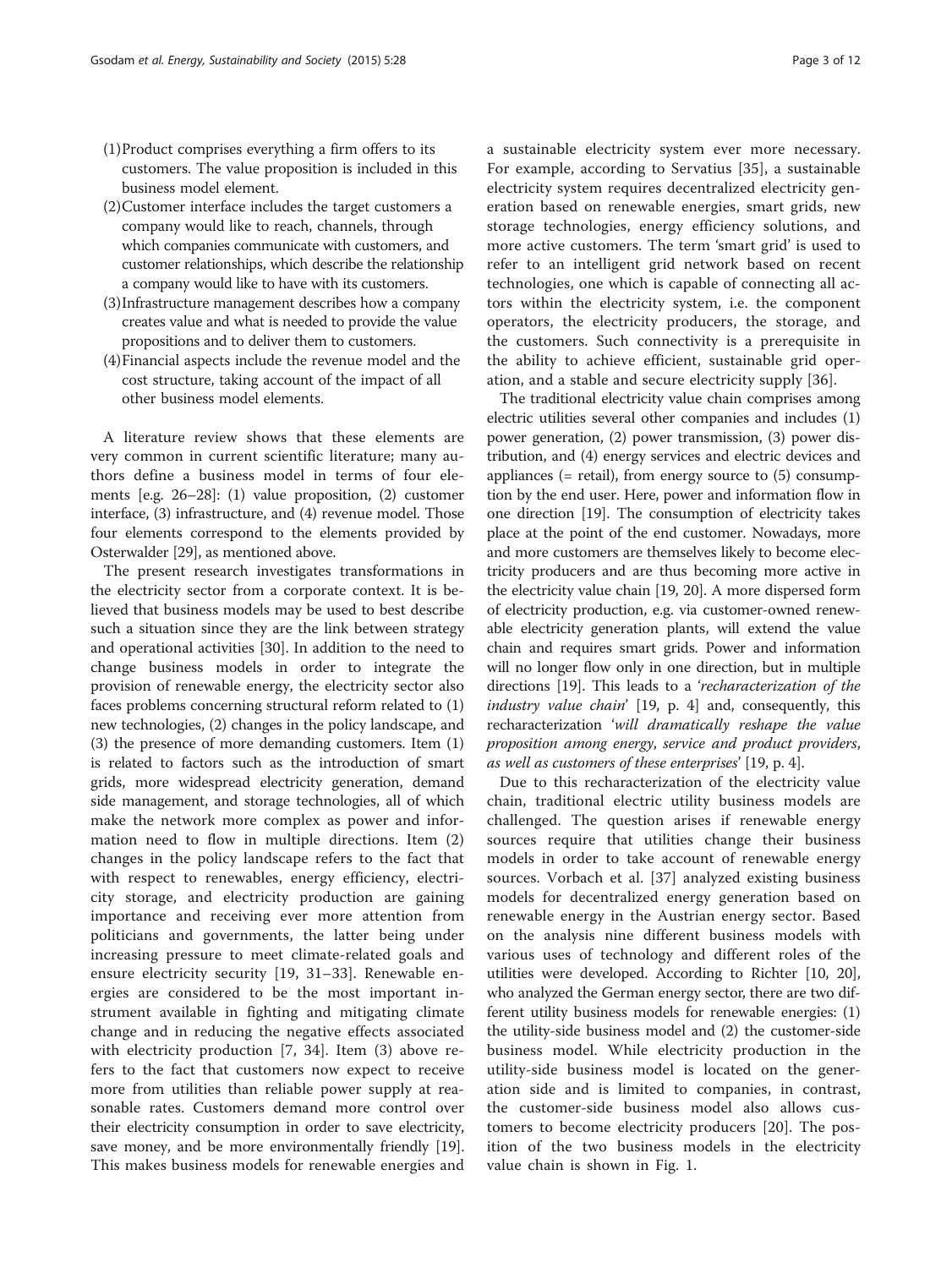(1) Product comprises everything a firm offers to its customers. The value proposition is included in this business model element.
(2) Customer interface includes the target customers a company would like to reach, channels, through which companies communicate with customers, and customer relationships, which describe the relationship a company would like to have with its customers.
(3) Infrastructure management describes how a company creates value and what is needed to provide the value propositions and to deliver them to customers.
(4) Financial aspects include the revenue model and the cost structure, taking account of the impact of all other business model elements.

A literature review shows that these elements are very common in current scientific literature; many authors define a business model in terms of four elements [e.g. 26–28]: (1) value proposition, (2) customer interface, (3) infrastructure, and (4) revenue model. Those four elements correspond to the elements provided by Osterwalder [29], as mentioned above.

The present research investigates transformations in the electricity sector from a corporate context. It is believed that business models may be used to best describe such a situation since they are the link between strategy and operational activities [30]. In addition to the need to change business models in order to integrate the provision of renewable energy, the electricity sector also faces problems concerning structural reform related to (1) new technologies, (2) changes in the policy landscape, and (3) the presence of more demanding customers. Item (1) is related to factors such as the introduction of smart grids, more widespread electricity generation, demand side management, and storage technologies, all of which make the network more complex as power and information need to flow in multiple directions. Item (2) changes in the policy landscape refers to the fact that with respect to renewables, energy efficiency, electricity storage, and electricity production are gaining importance and receiving ever more attention from politicians and governments, the latter being under increasing pressure to meet climate-related goals and ensure electricity security [19, 31–33]. Renewable energies are considered to be the most important instrument available in fighting and mitigating climate change and in reducing the negative effects associated with electricity production [7, 34]. Item (3) above refers to the fact that customers now expect to receive more from utilities than reliable power supply at reasonable rates. Customers demand more control over their electricity consumption in order to save electricity, save money, and be more environmentally friendly [19]. This makes business models for renewable energies and a sustainable electricity system ever more necessary. For example, according to Servatius [35], a sustainable electricity system requires decentralized electricity generation based on renewable energies, smart grids, new storage technologies, energy efficiency solutions, and more active customers. The term 'smart grid' is used to refer to an intelligent grid network based on recent technologies, one which is capable of connecting all actors within the electricity system, i.e. the component operators, the electricity producers, the storage, and the customers. Such connectivity is a prerequisite in the ability to achieve efficient, sustainable grid operation, and a stable and secure electricity supply [36].

The traditional electricity value chain comprises among electric utilities several other companies and includes (1) power generation, (2) power transmission, (3) power distribution, and (4) energy services and electric devices and appliances (= retail), from energy source to (5) consumption by the end user. Here, power and information flow in one direction [19]. The consumption of electricity takes place at the point of the end customer. Nowadays, more and more customers are themselves likely to become electricity producers and are thus becoming more active in the electricity value chain [19, 20]. A more dispersed form of electricity production, e.g. via customer-owned renewable electricity generation plants, will extend the value chain and requires smart grids. Power and information will no longer flow only in one direction, but in multiple directions [19]. This leads to a '*recharacterization of the industry value chain*' [19, p. 4] and, consequently, this recharacterization '*will dramatically reshape the value proposition among energy, service and product providers, as well as customers of these enterprises*' [19, p. 4].

Due to this recharacterization of the electricity value chain, traditional electric utility business models are challenged. The question arises if renewable energy sources require that utilities change their business models in order to take account of renewable energy sources. Vorbach et al. [37] analyzed existing business models for decentralized energy generation based on renewable energy in the Austrian energy sector. Based on the analysis nine different business models with various uses of technology and different roles of the utilities were developed. According to Richter [10, 20], who analyzed the German energy sector, there are two different utility business models for renewable energies: (1) the utility-side business model and (2) the customer-side business model. While electricity production in the utility-side business model is located on the generation side and is limited to companies, in contrast, the customer-side business model also allows customers to become electricity producers [20]. The position of the two business models in the electricity value chain is shown in Fig. 1.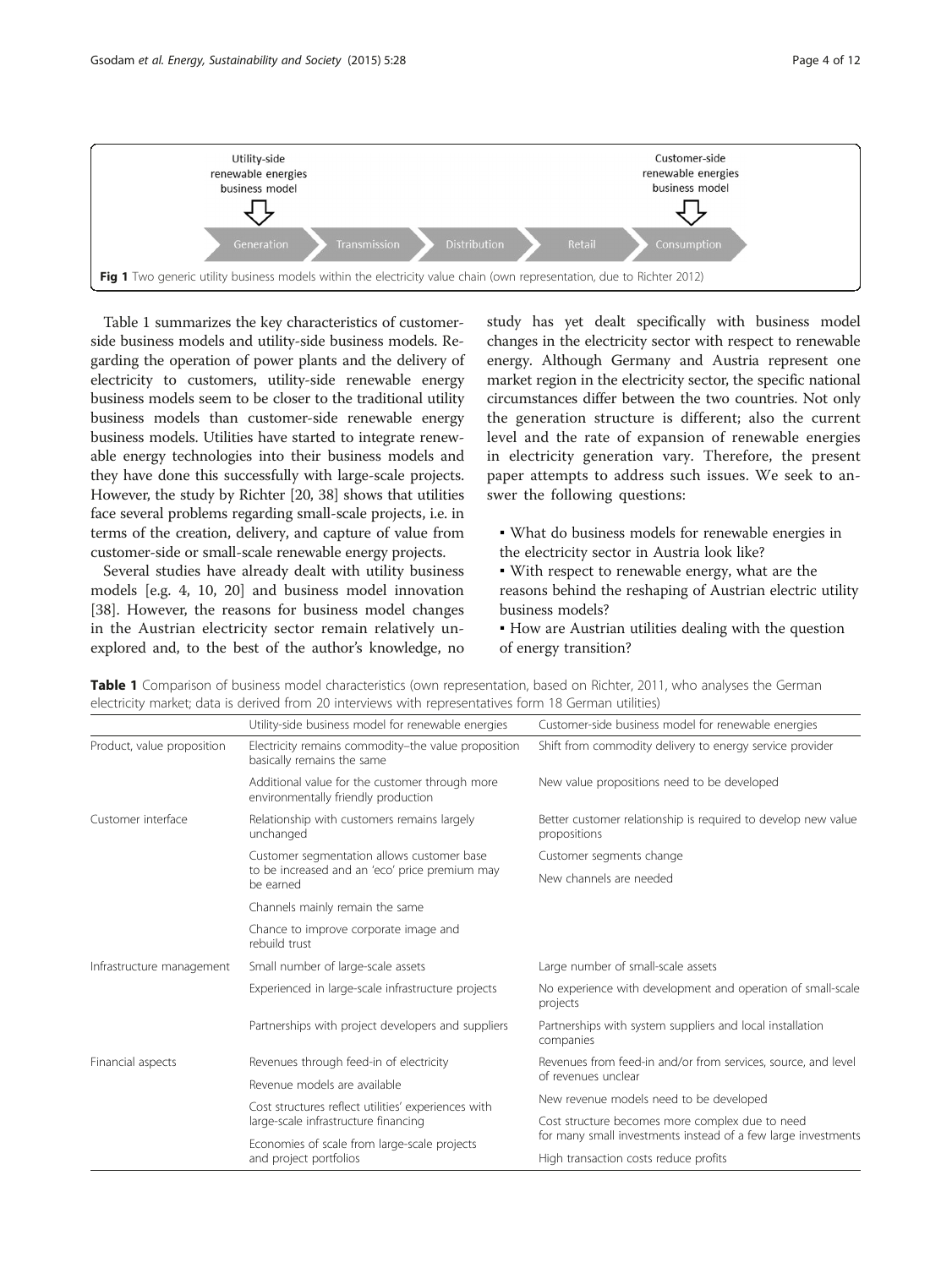Utility-side renewable energies business model

Customer-side renewable energies business model

Generation → Transmission → Distribution → Retail → Consumption

**Fig 1** Two generic utility business models within the electricity value chain (own representation, due to Richter 2012)

Table 1 summarizes the key characteristics of customer-side business models and utility-side business models. Regarding the operation of power plants and the delivery of electricity to customers, utility-side renewable energy business models seem to be closer to the traditional utility business models than customer-side renewable energy business models. Utilities have started to integrate renewable energy technologies into their business models and they have done this successfully with large-scale projects. However, the study by Richter [20, 38] shows that utilities face several problems regarding small-scale projects, i.e. in terms of the creation, delivery, and capture of value from customer-side or small-scale renewable energy projects.

Several studies have already dealt with utility business models [e.g. 4, 10, 20] and business model innovation [38]. However, the reasons for business model changes in the Austrian electricity sector remain relatively unexplored and, to the best of the author's knowledge, no study has yet dealt specifically with business model changes in the electricity sector with respect to renewable energy. Although Germany and Austria represent one market region in the electricity sector, the specific national circumstances differ between the two countries. Not only the generation structure is different; also the current level and the rate of expansion of renewable energies in electricity generation vary. Therefore, the present paper attempts to address such issues. We seek to answer the following questions:

- What do business models for renewable energies in the electricity sector in Austria look like?
- With respect to renewable energy, what are the reasons behind the reshaping of Austrian electric utility business models?
- How are Austrian utilities dealing with the question of energy transition?

**Table 1** Comparison of business model characteristics (own representation, based on Richter, 2011, who analyses the German electricity market; data is derived from 20 interviews with representatives form 18 German utilities)

| | Utility-side business model for renewable energies | Customer-side business model for renewable energies |
|---|---|---|
| Product, value proposition | Electricity remains commodity–the value proposition basically remains the same | Shift from commodity delivery to energy service provider |
| | Additional value for the customer through more environmentally friendly production | New value propositions need to be developed |
| Customer interface | Relationship with customers remains largely unchanged | Better customer relationship is required to develop new value propositions |
| | Customer segmentation allows customer base to be increased and an 'eco' price premium may be earned | Customer segments change |
| | | New channels are needed |
| | Channels mainly remain the same | |
| | Chance to improve corporate image and rebuild trust | |
| Infrastructure management | Small number of large-scale assets | Large number of small-scale assets |
| | Experienced in large-scale infrastructure projects | No experience with development and operation of small-scale projects |
| | Partnerships with project developers and suppliers | Partnerships with system suppliers and local installation companies |
| Financial aspects | Revenues through feed-in of electricity | Revenues from feed-in and/or from services, source, and level of revenues unclear |
| | Revenue models are available | New revenue models need to be developed |
| | Cost structures reflect utilities' experiences with large-scale infrastructure financing | Cost structure becomes more complex due to need for many small investments instead of a few large investments |
| | Economies of scale from large-scale projects and project portfolios | High transaction costs reduce profits |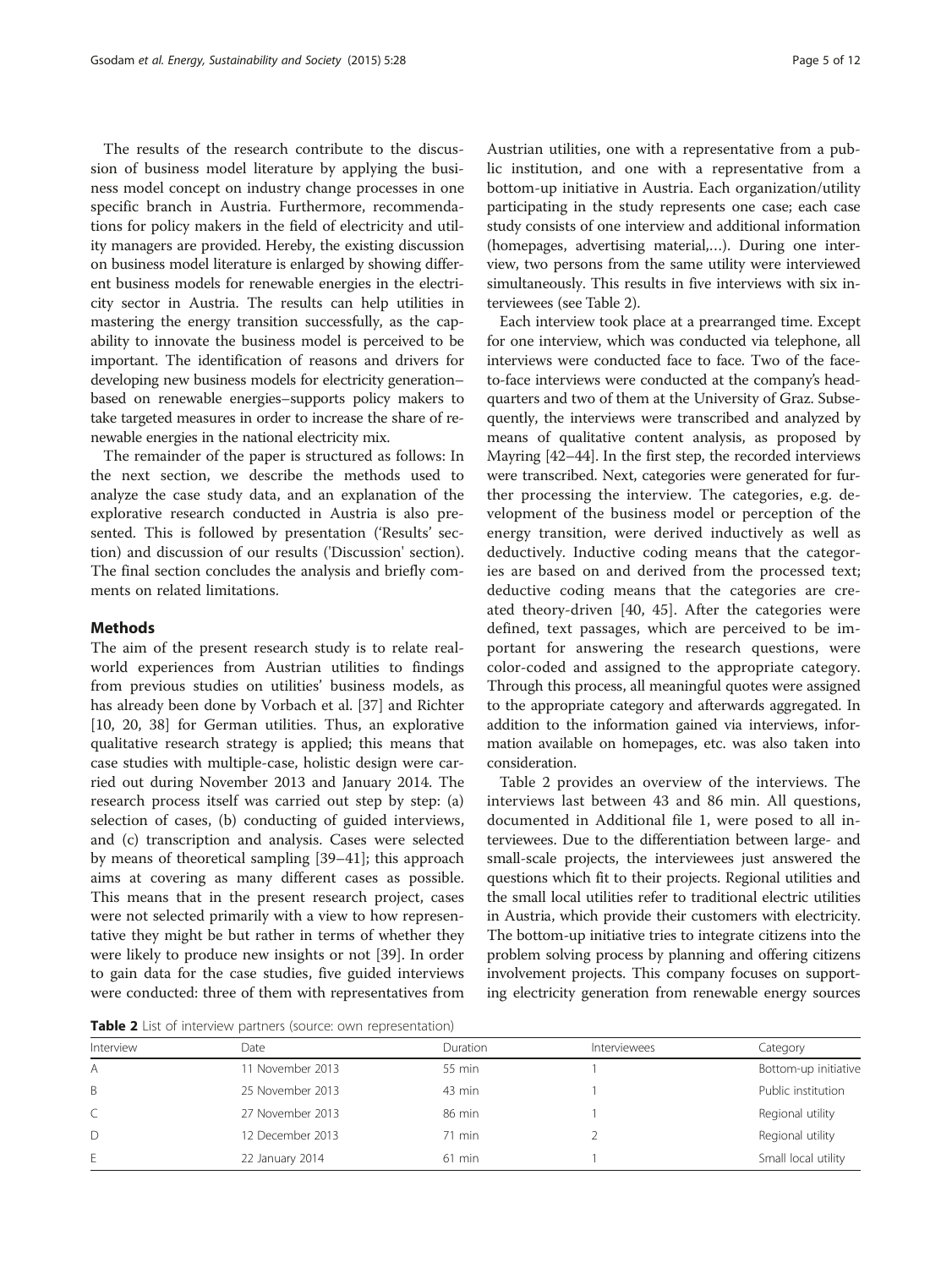The results of the research contribute to the discussion of business model literature by applying the business model concept on industry change processes in one specific branch in Austria. Furthermore, recommendations for policy makers in the field of electricity and utility managers are provided. Hereby, the existing discussion on business model literature is enlarged by showing different business models for renewable energies in the electricity sector in Austria. The results can help utilities in mastering the energy transition successfully, as the capability to innovate the business model is perceived to be important. The identification of reasons and drivers for developing new business models for electricity generation–based on renewable energies–supports policy makers to take targeted measures in order to increase the share of renewable energies in the national electricity mix.

The remainder of the paper is structured as follows: In the next section, we describe the methods used to analyze the case study data, and an explanation of the explorative research conducted in Austria is also presented. This is followed by presentation ('Results' section) and discussion of our results ('Discussion' section). The final section concludes the analysis and briefly comments on related limitations.

## Methods

The aim of the present research study is to relate real-world experiences from Austrian utilities to findings from previous studies on utilities' business models, as has already been done by Vorbach et al. [37] and Richter [10, 20, 38] for German utilities. Thus, an explorative qualitative research strategy is applied; this means that case studies with multiple-case, holistic design were carried out during November 2013 and January 2014. The research process itself was carried out step by step: (a) selection of cases, (b) conducting of guided interviews, and (c) transcription and analysis. Cases were selected by means of theoretical sampling [39–41]; this approach aims at covering as many different cases as possible. This means that in the present research project, cases were not selected primarily with a view to how representative they might be but rather in terms of whether they were likely to produce new insights or not [39]. In order to gain data for the case studies, five guided interviews were conducted: three of them with representatives from Austrian utilities, one with a representative from a public institution, and one with a representative from a bottom-up initiative in Austria. Each organization/utility participating in the study represents one case; each case study consists of one interview and additional information (homepages, advertising material,…). During one interview, two persons from the same utility were interviewed simultaneously. This results in five interviews with six interviewees (see Table 2).

Each interview took place at a prearranged time. Except for one interview, which was conducted via telephone, all interviews were conducted face to face. Two of the face-to-face interviews were conducted at the company's headquarters and two of them at the University of Graz. Subsequently, the interviews were transcribed and analyzed by means of qualitative content analysis, as proposed by Mayring [42–44]. In the first step, the recorded interviews were transcribed. Next, categories were generated for further processing the interview. The categories, e.g. development of the business model or perception of the energy transition, were derived inductively as well as deductively. Inductive coding means that the categories are based on and derived from the processed text; deductive coding means that the categories are created theory-driven [40, 45]. After the categories were defined, text passages, which are perceived to be important for answering the research questions, were color-coded and assigned to the appropriate category. Through this process, all meaningful quotes were assigned to the appropriate category and afterwards aggregated. In addition to the information gained via interviews, information available on homepages, etc. was also taken into consideration.

Table 2 provides an overview of the interviews. The interviews last between 43 and 86 min. All questions, documented in Additional file 1, were posed to all interviewees. Due to the differentiation between large- and small-scale projects, the interviewees just answered the questions which fit to their projects. Regional utilities and the small local utilities refer to traditional electric utilities in Austria, which provide their customers with electricity. The bottom-up initiative tries to integrate citizens into the problem solving process by planning and offering citizens involvement projects. This company focuses on supporting electricity generation from renewable energy sources

**Table 2** List of interview partners (source: own representation)

| Interview | Date | Duration | Interviewees | Category |
|---|---|---|---|---|
| A | 11 November 2013 | 55 min | 1 | Bottom-up initiative |
| B | 25 November 2013 | 43 min | 1 | Public institution |
| C | 27 November 2013 | 86 min | 1 | Regional utility |
| D | 12 December 2013 | 71 min | 2 | Regional utility |
| E | 22 January 2014 | 61 min | 1 | Small local utility |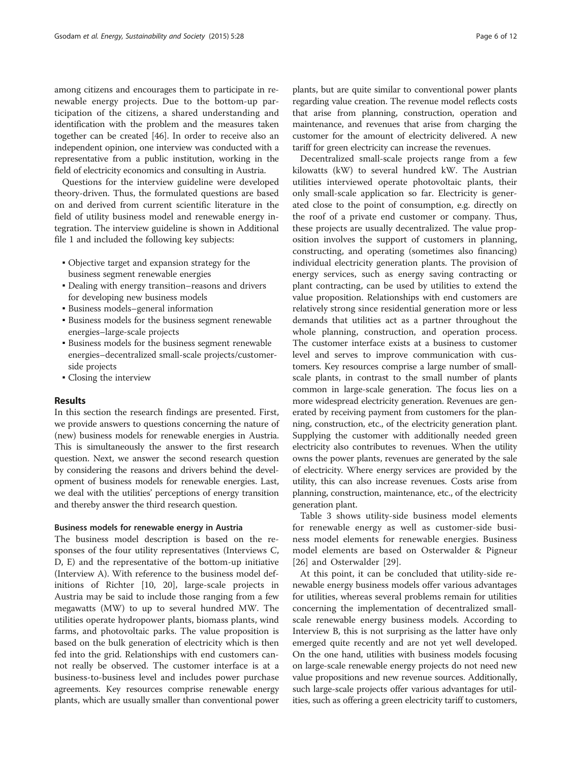among citizens and encourages them to participate in renewable energy projects. Due to the bottom-up participation of the citizens, a shared understanding and identification with the problem and the measures taken together can be created [46]. In order to receive also an independent opinion, one interview was conducted with a representative from a public institution, working in the field of electricity economics and consulting in Austria.

Questions for the interview guideline were developed theory-driven. Thus, the formulated questions are based on and derived from current scientific literature in the field of utility business model and renewable energy integration. The interview guideline is shown in Additional file 1 and included the following key subjects:

- Objective target and expansion strategy for the business segment renewable energies
- Dealing with energy transition–reasons and drivers for developing new business models
- Business models–general information
- Business models for the business segment renewable energies–large-scale projects
- Business models for the business segment renewable energies–decentralized small-scale projects/customer-side projects
- Closing the interview

## Results

In this section the research findings are presented. First, we provide answers to questions concerning the nature of (new) business models for renewable energies in Austria. This is simultaneously the answer to the first research question. Next, we answer the second research question by considering the reasons and drivers behind the development of business models for renewable energies. Last, we deal with the utilities' perceptions of energy transition and thereby answer the third research question.

### Business models for renewable energy in Austria

The business model description is based on the responses of the four utility representatives (Interviews C, D, E) and the representative of the bottom-up initiative (Interview A). With reference to the business model definitions of Richter [10, 20], large-scale projects in Austria may be said to include those ranging from a few megawatts (MW) to up to several hundred MW. The utilities operate hydropower plants, biomass plants, wind farms, and photovoltaic parks. The value proposition is based on the bulk generation of electricity which is then fed into the grid. Relationships with end customers cannot really be observed. The customer interface is at a business-to-business level and includes power purchase agreements. Key resources comprise renewable energy plants, which are usually smaller than conventional power plants, but are quite similar to conventional power plants regarding value creation. The revenue model reflects costs that arise from planning, construction, operation and maintenance, and revenues that arise from charging the customer for the amount of electricity delivered. A new tariff for green electricity can increase the revenues.

Decentralized small-scale projects range from a few kilowatts (kW) to several hundred kW. The Austrian utilities interviewed operate photovoltaic plants, their only small-scale application so far. Electricity is generated close to the point of consumption, e.g. directly on the roof of a private end customer or company. Thus, these projects are usually decentralized. The value proposition involves the support of customers in planning, constructing, and operating (sometimes also financing) individual electricity generation plants. The provision of energy services, such as energy saving contracting or plant contracting, can be used by utilities to extend the value proposition. Relationships with end customers are relatively strong since residential generation more or less demands that utilities act as a partner throughout the whole planning, construction, and operation process. The customer interface exists at a business to customer level and serves to improve communication with customers. Key resources comprise a large number of small-scale plants, in contrast to the small number of plants common in large-scale generation. The focus lies on a more widespread electricity generation. Revenues are generated by receiving payment from customers for the planning, construction, etc., of the electricity generation plant. Supplying the customer with additionally needed green electricity also contributes to revenues. When the utility owns the power plants, revenues are generated by the sale of electricity. Where energy services are provided by the utility, this can also increase revenues. Costs arise from planning, construction, maintenance, etc., of the electricity generation plant.

Table 3 shows utility-side business model elements for renewable energy as well as customer-side business model elements for renewable energies. Business model elements are based on Osterwalder & Pigneur [26] and Osterwalder [29].

At this point, it can be concluded that utility-side renewable energy business models offer various advantages for utilities, whereas several problems remain for utilities concerning the implementation of decentralized small-scale renewable energy business models. According to Interview B, this is not surprising as the latter have only emerged quite recently and are not yet well developed. On the one hand, utilities with business models focusing on large-scale renewable energy projects do not need new value propositions and new revenue sources. Additionally, such large-scale projects offer various advantages for utilities, such as offering a green electricity tariff to customers,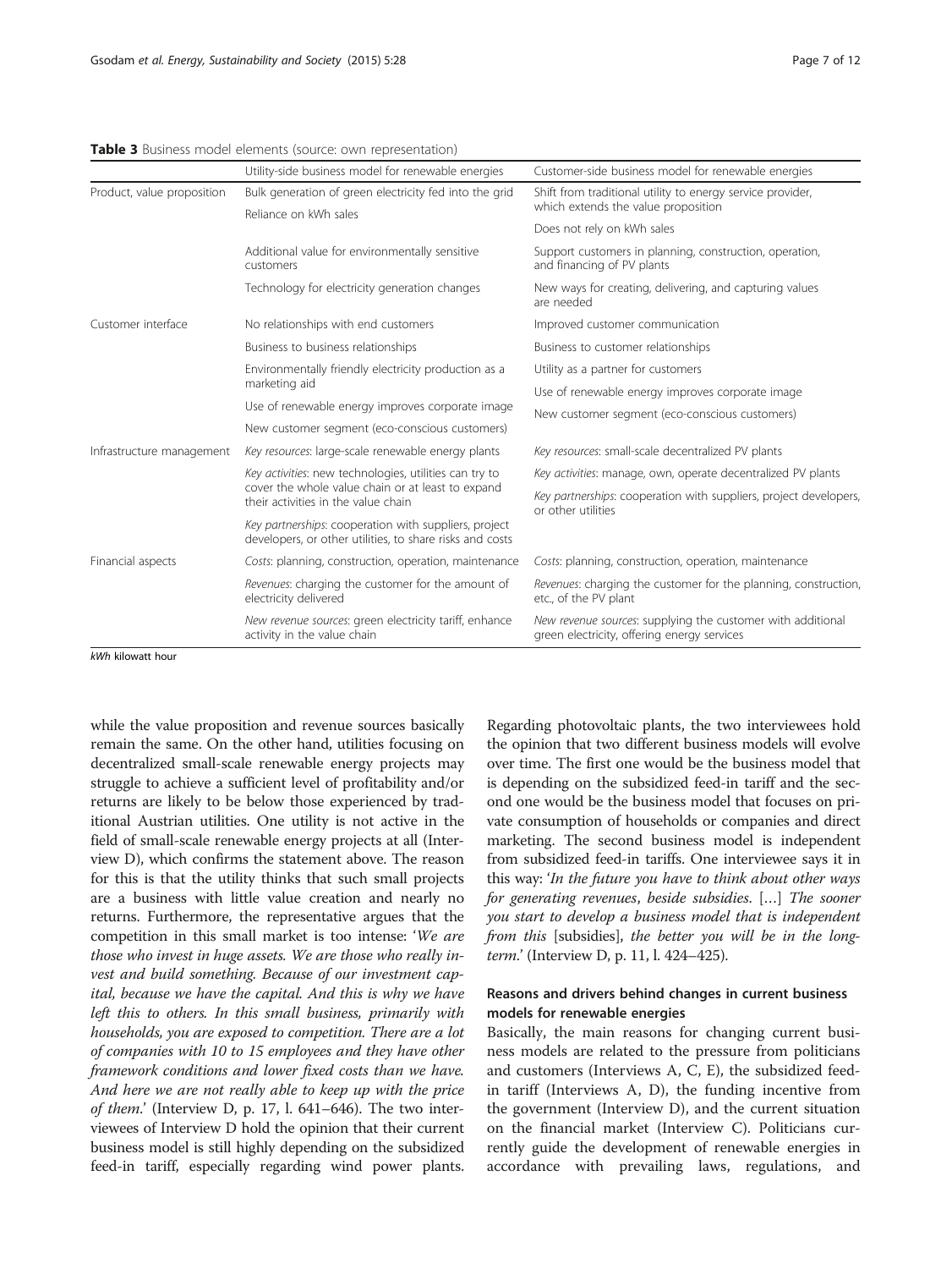**Table 3** Business model elements (source: own representation)

| | Utility-side business model for renewable energies | Customer-side business model for renewable energies |
|---|---|---|
| Product, value proposition | Bulk generation of green electricity fed into the grid | Shift from traditional utility to energy service provider, which extends the value proposition |
| | Reliance on kWh sales | Does not rely on kWh sales |
| | Additional value for environmentally sensitive customers | Support customers in planning, construction, operation, and financing of PV plants |
| | Technology for electricity generation changes | New ways for creating, delivering, and capturing values are needed |
| Customer interface | No relationships with end customers | Improved customer communication |
| | Business to business relationships | Business to customer relationships |
| | Environmentally friendly electricity production as a marketing aid | Utility as a partner for customers |
| | Use of renewable energy improves corporate image | Use of renewable energy improves corporate image |
| | New customer segment (eco-conscious customers) | New customer segment (eco-conscious customers) |
| Infrastructure management | *Key resources*: large-scale renewable energy plants | *Key resources*: small-scale decentralized PV plants |
| | *Key activities*: new technologies, utilities can try to cover the whole value chain or at least to expand their activities in the value chain | *Key activities*: manage, own, operate decentralized PV plants |
| | *Key partnerships*: cooperation with suppliers, project developers, or other utilities, to share risks and costs | *Key partnerships*: cooperation with suppliers, project developers, or other utilities |
| Financial aspects | *Costs*: planning, construction, operation, maintenance | *Costs*: planning, construction, operation, maintenance |
| | *Revenues*: charging the customer for the amount of electricity delivered | *Revenues*: charging the customer for the planning, construction, etc., of the PV plant |
| | *New revenue sources*: green electricity tariff, enhance activity in the value chain | *New revenue sources*: supplying the customer with additional green electricity, offering energy services |

*kWh* kilowatt hour

while the value proposition and revenue sources basically remain the same. On the other hand, utilities focusing on decentralized small-scale renewable energy projects may struggle to achieve a sufficient level of profitability and/or returns are likely to be below those experienced by traditional Austrian utilities. One utility is not active in the field of small-scale renewable energy projects at all (Interview D), which confirms the statement above. The reason for this is that the utility thinks that such small projects are a business with little value creation and nearly no returns. Furthermore, the representative argues that the competition in this small market is too intense: '*We are those who invest in huge assets. We are those who really invest and build something. Because of our investment capital, because we have the capital. And this is why we have left this to others. In this small business, primarily with households, you are exposed to competition. There are a lot of companies with 10 to 15 employees and they have other framework conditions and lower fixed costs than we have. And here we are not really able to keep up with the price of them.*' (Interview D, p. 17, l. 641–646). The two interviewees of Interview D hold the opinion that their current business model is still highly depending on the subsidized feed-in tariff, especially regarding wind power plants. Regarding photovoltaic plants, the two interviewees hold the opinion that two different business models will evolve over time. The first one would be the business model that is depending on the subsidized feed-in tariff and the second one would be the business model that focuses on private consumption of households or companies and direct marketing. The second business model is independent from subsidized feed-in tariffs. One interviewee says it in this way: '*In the future you have to think about other ways for generating revenues, beside subsidies. […] The sooner you start to develop a business model that is independent from this* [subsidies], *the better you will be in the long-term.*' (Interview D, p. 11, l. 424–425).

### Reasons and drivers behind changes in current business models for renewable energies

Basically, the main reasons for changing current business models are related to the pressure from politicians and customers (Interviews A, C, E), the subsidized feed-in tariff (Interviews A, D), the funding incentive from the government (Interview D), and the current situation on the financial market (Interview C). Politicians currently guide the development of renewable energies in accordance with prevailing laws, regulations, and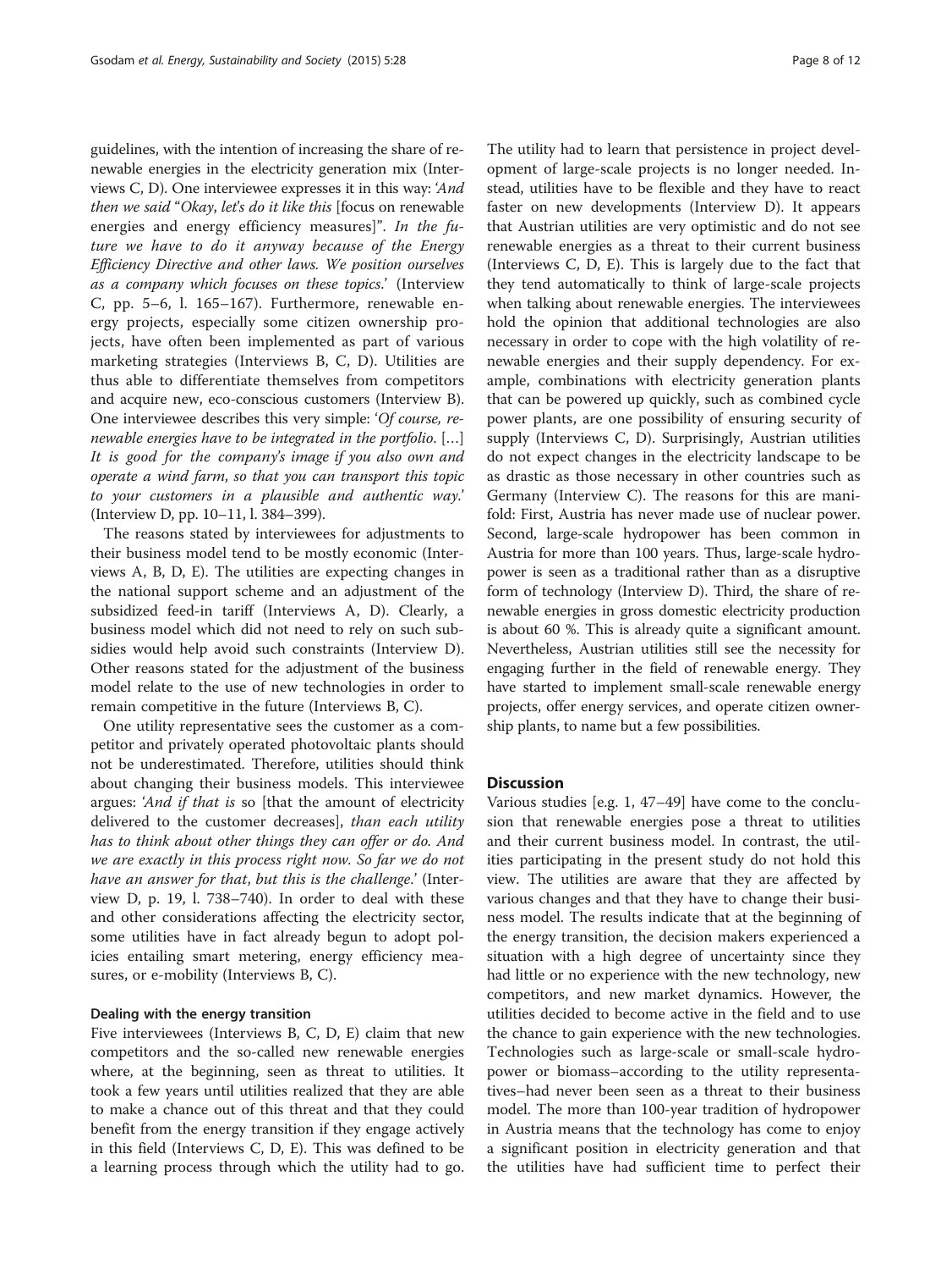guidelines, with the intention of increasing the share of renewable energies in the electricity generation mix (Interviews C, D). One interviewee expresses it in this way: '*And then we said* "*Okay, let's do it like this* [focus on renewable energies and energy efficiency measures]". *In the future we have to do it anyway because of the Energy Efficiency Directive and other laws. We position ourselves as a company which focuses on these topics.*' (Interview C, pp. 5–6, l. 165–167). Furthermore, renewable energy projects, especially some citizen ownership projects, have often been implemented as part of various marketing strategies (Interviews B, C, D). Utilities are thus able to differentiate themselves from competitors and acquire new, eco-conscious customers (Interview B). One interviewee describes this very simple: '*Of course, renewable energies have to be integrated in the portfolio.* […] *It is good for the company's image if you also own and operate a wind farm, so that you can transport this topic to your customers in a plausible and authentic way.*' (Interview D, pp. 10–11, l. 384–399).

The reasons stated by interviewees for adjustments to their business model tend to be mostly economic (Interviews A, B, D, E). The utilities are expecting changes in the national support scheme and an adjustment of the subsidized feed-in tariff (Interviews A, D). Clearly, a business model which did not need to rely on such subsidies would help avoid such constraints (Interview D). Other reasons stated for the adjustment of the business model relate to the use of new technologies in order to remain competitive in the future (Interviews B, C).

One utility representative sees the customer as a competitor and privately operated photovoltaic plants should not be underestimated. Therefore, utilities should think about changing their business models. This interviewee argues: '*And if that is* so [that the amount of electricity delivered to the customer decreases], *than each utility has to think about other things they can offer or do. And we are exactly in this process right now. So far we do not have an answer for that, but this is the challenge.*' (Interview D, p. 19, l. 738–740). In order to deal with these and other considerations affecting the electricity sector, some utilities have in fact already begun to adopt policies entailing smart metering, energy efficiency measures, or e-mobility (Interviews B, C).

### Dealing with the energy transition

Five interviewees (Interviews B, C, D, E) claim that new competitors and the so-called new renewable energies where, at the beginning, seen as threat to utilities. It took a few years until utilities realized that they are able to make a chance out of this threat and that they could benefit from the energy transition if they engage actively in this field (Interviews C, D, E). This was defined to be a learning process through which the utility had to go. The utility had to learn that persistence in project development of large-scale projects is no longer needed. Instead, utilities have to be flexible and they have to react faster on new developments (Interview D). It appears that Austrian utilities are very optimistic and do not see renewable energies as a threat to their current business (Interviews C, D, E). This is largely due to the fact that they tend automatically to think of large-scale projects when talking about renewable energies. The interviewees hold the opinion that additional technologies are also necessary in order to cope with the high volatility of renewable energies and their supply dependency. For example, combinations with electricity generation plants that can be powered up quickly, such as combined cycle power plants, are one possibility of ensuring security of supply (Interviews C, D). Surprisingly, Austrian utilities do not expect changes in the electricity landscape to be as drastic as those necessary in other countries such as Germany (Interview C). The reasons for this are manifold: First, Austria has never made use of nuclear power. Second, large-scale hydropower has been common in Austria for more than 100 years. Thus, large-scale hydropower is seen as a traditional rather than as a disruptive form of technology (Interview D). Third, the share of renewable energies in gross domestic electricity production is about 60 %. This is already quite a significant amount. Nevertheless, Austrian utilities still see the necessity for engaging further in the field of renewable energy. They have started to implement small-scale renewable energy projects, offer energy services, and operate citizen ownership plants, to name but a few possibilities.

## Discussion

Various studies [e.g. 1, 47–49] have come to the conclusion that renewable energies pose a threat to utilities and their current business model. In contrast, the utilities participating in the present study do not hold this view. The utilities are aware that they are affected by various changes and that they have to change their business model. The results indicate that at the beginning of the energy transition, the decision makers experienced a situation with a high degree of uncertainty since they had little or no experience with the new technology, new competitors, and new market dynamics. However, the utilities decided to become active in the field and to use the chance to gain experience with the new technologies. Technologies such as large-scale or small-scale hydropower or biomass–according to the utility representatives–had never been seen as a threat to their business model. The more than 100-year tradition of hydropower in Austria means that the technology has come to enjoy a significant position in electricity generation and that the utilities have had sufficient time to perfect their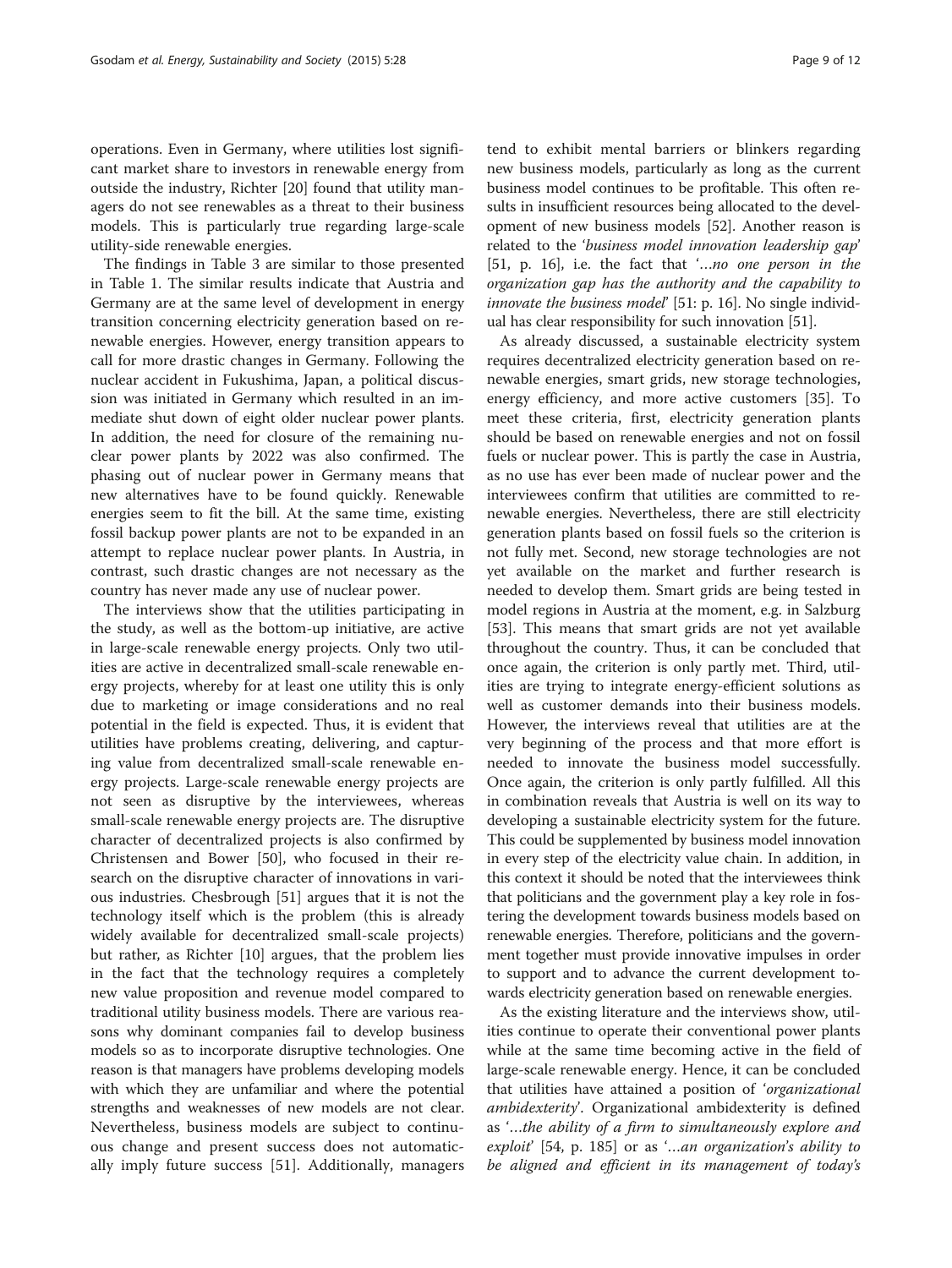operations. Even in Germany, where utilities lost significant market share to investors in renewable energy from outside the industry, Richter [20] found that utility managers do not see renewables as a threat to their business models. This is particularly true regarding large-scale utility-side renewable energies.

The findings in Table 3 are similar to those presented in Table 1. The similar results indicate that Austria and Germany are at the same level of development in energy transition concerning electricity generation based on renewable energies. However, energy transition appears to call for more drastic changes in Germany. Following the nuclear accident in Fukushima, Japan, a political discussion was initiated in Germany which resulted in an immediate shut down of eight older nuclear power plants. In addition, the need for closure of the remaining nuclear power plants by 2022 was also confirmed. The phasing out of nuclear power in Germany means that new alternatives have to be found quickly. Renewable energies seem to fit the bill. At the same time, existing fossil backup power plants are not to be expanded in an attempt to replace nuclear power plants. In Austria, in contrast, such drastic changes are not necessary as the country has never made any use of nuclear power.

The interviews show that the utilities participating in the study, as well as the bottom-up initiative, are active in large-scale renewable energy projects. Only two utilities are active in decentralized small-scale renewable energy projects, whereby for at least one utility this is only due to marketing or image considerations and no real potential in the field is expected. Thus, it is evident that utilities have problems creating, delivering, and capturing value from decentralized small-scale renewable energy projects. Large-scale renewable energy projects are not seen as disruptive by the interviewees, whereas small-scale renewable energy projects are. The disruptive character of decentralized projects is also confirmed by Christensen and Bower [50], who focused in their research on the disruptive character of innovations in various industries. Chesbrough [51] argues that it is not the technology itself which is the problem (this is already widely available for decentralized small-scale projects) but rather, as Richter [10] argues, that the problem lies in the fact that the technology requires a completely new value proposition and revenue model compared to traditional utility business models. There are various reasons why dominant companies fail to develop business models so as to incorporate disruptive technologies. One reason is that managers have problems developing models with which they are unfamiliar and where the potential strengths and weaknesses of new models are not clear. Nevertheless, business models are subject to continuous change and present success does not automatically imply future success [51]. Additionally, managers tend to exhibit mental barriers or blinkers regarding new business models, particularly as long as the current business model continues to be profitable. This often results in insufficient resources being allocated to the development of new business models [52]. Another reason is related to the '*business model innovation leadership gap*' [51, p. 16], i.e. the fact that '*…no one person in the organization gap has the authority and the capability to innovate the business model*' [51: p. 16]. No single individual has clear responsibility for such innovation [51].

As already discussed, a sustainable electricity system requires decentralized electricity generation based on renewable energies, smart grids, new storage technologies, energy efficiency, and more active customers [35]. To meet these criteria, first, electricity generation plants should be based on renewable energies and not on fossil fuels or nuclear power. This is partly the case in Austria, as no use has ever been made of nuclear power and the interviewees confirm that utilities are committed to renewable energies. Nevertheless, there are still electricity generation plants based on fossil fuels so the criterion is not fully met. Second, new storage technologies are not yet available on the market and further research is needed to develop them. Smart grids are being tested in model regions in Austria at the moment, e.g. in Salzburg [53]. This means that smart grids are not yet available throughout the country. Thus, it can be concluded that once again, the criterion is only partly met. Third, utilities are trying to integrate energy-efficient solutions as well as customer demands into their business models. However, the interviews reveal that utilities are at the very beginning of the process and that more effort is needed to innovate the business model successfully. Once again, the criterion is only partly fulfilled. All this in combination reveals that Austria is well on its way to developing a sustainable electricity system for the future. This could be supplemented by business model innovation in every step of the electricity value chain. In addition, in this context it should be noted that the interviewees think that politicians and the government play a key role in fostering the development towards business models based on renewable energies. Therefore, politicians and the government together must provide innovative impulses in order to support and to advance the current development towards electricity generation based on renewable energies.

As the existing literature and the interviews show, utilities continue to operate their conventional power plants while at the same time becoming active in the field of large-scale renewable energy. Hence, it can be concluded that utilities have attained a position of '*organizational ambidexterity*'. Organizational ambidexterity is defined as '*…the ability of a firm to simultaneously explore and exploit*' [54, p. 185] or as '*…an organization's ability to be aligned and efficient in its management of today's*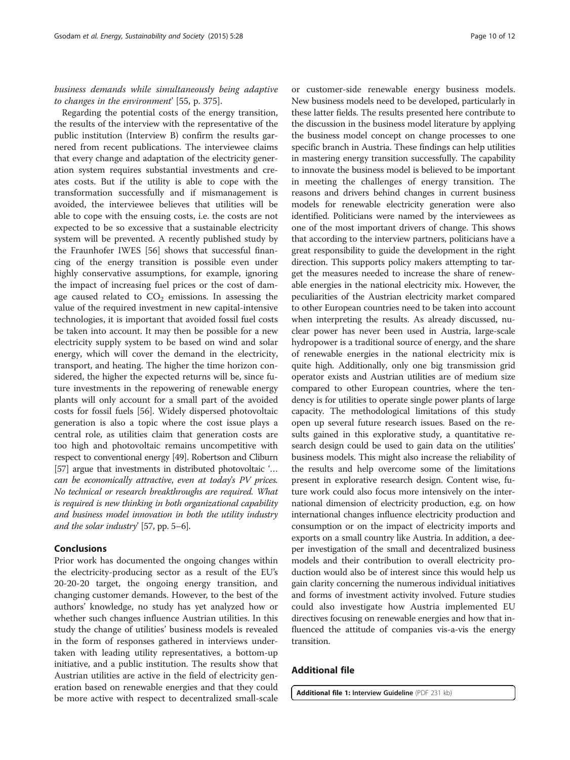*business demands while simultaneously being adaptive to changes in the environment'* [55, p. 375].

Regarding the potential costs of the energy transition, the results of the interview with the representative of the public institution (Interview B) confirm the results garnered from recent publications. The interviewee claims that every change and adaptation of the electricity generation system requires substantial investments and creates costs. But if the utility is able to cope with the transformation successfully and if mismanagement is avoided, the interviewee believes that utilities will be able to cope with the ensuing costs, i.e. the costs are not expected to be so excessive that a sustainable electricity system will be prevented. A recently published study by the Fraunhofer IWES [56] shows that successful financing of the energy transition is possible even under highly conservative assumptions, for example, ignoring the impact of increasing fuel prices or the cost of damage caused related to $CO_2$ emissions. In assessing the value of the required investment in new capital-intensive technologies, it is important that avoided fossil fuel costs be taken into account. It may then be possible for a new electricity supply system to be based on wind and solar energy, which will cover the demand in the electricity, transport, and heating. The higher the time horizon considered, the higher the expected returns will be, since future investments in the repowering of renewable energy plants will only account for a small part of the avoided costs for fossil fuels [56]. Widely dispersed photovoltaic generation is also a topic where the cost issue plays a central role, as utilities claim that generation costs are too high and photovoltaic remains uncompetitive with respect to conventional energy [49]. Robertson and Cliburn [57] argue that investments in distributed photovoltaic '*… can be economically attractive, even at today's PV prices. No technical or research breakthroughs are required. What is required is new thinking in both organizational capability and business model innovation in both the utility industry and the solar industry*' [57, pp. 5–6].

## Conclusions

Prior work has documented the ongoing changes within the electricity-producing sector as a result of the EU's 20-20-20 target, the ongoing energy transition, and changing customer demands. However, to the best of the authors' knowledge, no study has yet analyzed how or whether such changes influence Austrian utilities. In this study the change of utilities' business models is revealed in the form of responses gathered in interviews undertaken with leading utility representatives, a bottom-up initiative, and a public institution. The results show that Austrian utilities are active in the field of electricity generation based on renewable energies and that they could be more active with respect to decentralized small-scale or customer-side renewable energy business models. New business models need to be developed, particularly in these latter fields. The results presented here contribute to the discussion in the business model literature by applying the business model concept on change processes to one specific branch in Austria. These findings can help utilities in mastering energy transition successfully. The capability to innovate the business model is believed to be important in meeting the challenges of energy transition. The reasons and drivers behind changes in current business models for renewable electricity generation were also identified. Politicians were named by the interviewees as one of the most important drivers of change. This shows that according to the interview partners, politicians have a great responsibility to guide the development in the right direction. This supports policy makers attempting to target the measures needed to increase the share of renewable energies in the national electricity mix. However, the peculiarities of the Austrian electricity market compared to other European countries need to be taken into account when interpreting the results. As already discussed, nuclear power has never been used in Austria, large-scale hydropower is a traditional source of energy, and the share of renewable energies in the national electricity mix is quite high. Additionally, only one big transmission grid operator exists and Austrian utilities are of medium size compared to other European countries, where the tendency is for utilities to operate single power plants of large capacity. The methodological limitations of this study open up several future research issues. Based on the results gained in this explorative study, a quantitative research design could be used to gain data on the utilities' business models. This might also increase the reliability of the results and help overcome some of the limitations present in explorative research design. Content wise, future work could also focus more intensively on the international dimension of electricity production, e.g. on how international changes influence electricity production and consumption or on the impact of electricity imports and exports on a small country like Austria. In addition, a deeper investigation of the small and decentralized business models and their contribution to overall electricity production would also be of interest since this would help us gain clarity concerning the numerous individual initiatives and forms of investment activity involved. Future studies could also investigate how Austria implemented EU directives focusing on renewable energies and how that influenced the attitude of companies vis-a-vis the energy transition.

## Additional file

**Additional file 1: Interview Guideline** (PDF 231 kb)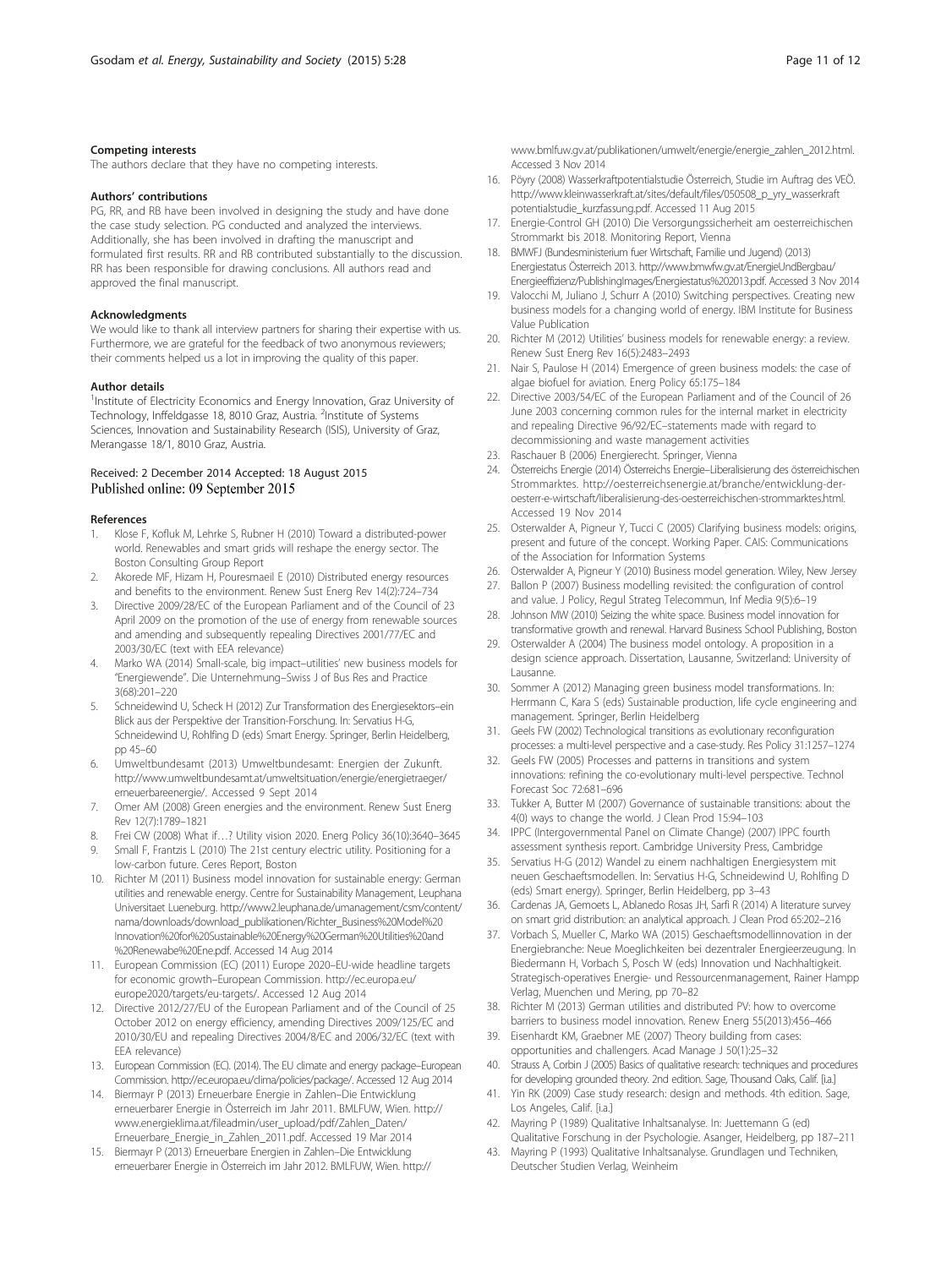### Competing interests

The authors declare that they have no competing interests.

### Authors' contributions

PG, RR, and RB have been involved in designing the study and have done the case study selection. PG conducted and analyzed the interviews. Additionally, she has been involved in drafting the manuscript and formulated first results. RR and RB contributed substantially to the discussion. RR has been responsible for drawing conclusions. All authors read and approved the final manuscript.

### Acknowledgments

We would like to thank all interview partners for sharing their expertise with us. Furthermore, we are grateful for the feedback of two anonymous reviewers; their comments helped us a lot in improving the quality of this paper.

### Author details

[1]Institute of Electricity Economics and Energy Innovation, Graz University of Technology, Inffeldgasse 18, 8010 Graz, Austria. [2]Institute of Systems Sciences, Innovation and Sustainability Research (ISIS), University of Graz, Merangasse 18/1, 8010 Graz, Austria.

Received: 2 December 2014 Accepted: 18 August 2015
Published online: 09 September 2015

### References

1. Klose F, Kofluk M, Lehrke S, Rubner H (2010) Toward a distributed-power world. Renewables and smart grids will reshape the energy sector. The Boston Consulting Group Report
2. Akorede MF, Hizam H, Pouresmaeil E (2010) Distributed energy resources and benefits to the environment. Renew Sust Energ Rev 14(2):724–734
3. Directive 2009/28/EC of the European Parliament and of the Council of 23 April 2009 on the promotion of the use of energy from renewable sources and amending and subsequently repealing Directives 2001/77/EC and 2003/30/EC (text with EEA relevance)
4. Marko WA (2014) Small-scale, big impact–utilities' new business models for "Energiewende". Die Unternehmung–Swiss J of Bus Res and Practice 3(68):201–220
5. Schneidewind U, Scheck H (2012) Zur Transformation des Energiesektors–ein Blick aus der Perspektive der Transition-Forschung. In: Servatius H-G, Schneidewind U, Rohlfing D (eds) Smart Energy. Springer, Berlin Heidelberg, pp 45–60
6. Umweltbundesamt (2013) Umweltbundesamt: Energien der Zukunft. http://www.umweltbundesamt.at/umweltsituation/energie/energietraeger/erneuerbareenergie/. Accessed 9 Sept 2014
7. Omer AM (2008) Green energies and the environment. Renew Sust Energ Rev 12(7):1789–1821
8. Frei CW (2008) What if…? Utility vision 2020. Energ Policy 36(10):3640–3645
9. Small F, Frantzis L (2010) The 21st century electric utility. Positioning for a low-carbon future. Ceres Report, Boston
10. Richter M (2011) Business model innovation for sustainable energy: German utilities and renewable energy. Centre for Sustainability Management, Leuphana Universitaet Lueneburg. http://www2.leuphana.de/umanagement/csm/content/nama/downloads/download_publikationen/Richter_Business%20Model%20Innovation%20for%20Sustainable%20Energy%20German%20Utilities%20and%20Renewabe%20Ene.pdf. Accessed 14 Aug 2014
11. European Commission (EC) (2011) Europe 2020–EU-wide headline targets for economic growth–European Commission. http://ec.europa.eu/europe2020/targets/eu-targets/. Accessed 12 Aug 2014
12. Directive 2012/27/EU of the European Parliament and of the Council of 25 October 2012 on energy efficiency, amending Directives 2009/125/EC and 2010/30/EU and repealing Directives 2004/8/EC and 2006/32/EC (text with EEA relevance)
13. European Commission (EC). (2014). The EU climate and energy package–European Commission. http://ec.europa.eu/clima/policies/package/. Accessed 12 Aug 2014
14. Biermayr P (2013) Erneuerbare Energie in Zahlen–Die Entwicklung erneuerbarer Energie in Österreich im Jahr 2011. BMLFUW, Wien. http://www.energieklima.at/fileadmin/user_upload/pdf/Zahlen_Daten/Erneuerbare_Energie_in_Zahlen_2011.pdf. Accessed 19 Mar 2014
15. Biermayr P (2013) Erneuerbare Energien in Zahlen–Die Entwicklung erneuerbarer Energie in Österreich im Jahr 2012. BMLFUW, Wien. http://www.bmlfuw.gv.at/publikationen/umwelt/energie/energie_zahlen_2012.html. Accessed 3 Nov 2014
16. Pöyry (2008) Wasserkraftpotentialstudie Österreich, Studie im Auftrag des VEÖ. http://www.kleinwasserkraft.at/sites/default/files/050508_p_yry_wasserkraftpotentialstudie_kurzfassung.pdf. Accessed 11 Aug 2015
17. Energie-Control GH (2010) Die Versorgungssicherheit am oesterreichischen Strommarkt bis 2018. Monitoring Report, Vienna
18. BMWFJ (Bundesministerium fuer Wirtschaft, Familie und Jugend) (2013) Energiestatus Österreich 2013. http://www.bmwfw.gv.at/EnergieUndBergbau/Energieeffizienz/PublishingImages/Energiestatus%202013.pdf. Accessed 3 Nov 2014
19. Valocchi M, Juliano J, Schurr A (2010) Switching perspectives. Creating new business models for a changing world of energy. IBM Institute for Business Value Publication
20. Richter M (2012) Utilities' business models for renewable energy: a review. Renew Sust Energ Rev 16(5):2483–2493
21. Nair S, Paulose H (2014) Emergence of green business models: the case of algae biofuel for aviation. Energ Policy 65:175–184
22. Directive 2003/54/EC of the European Parliament and of the Council of 26 June 2003 concerning common rules for the internal market in electricity and repealing Directive 96/92/EC–statements made with regard to decommissioning and waste management activities
23. Raschauer B (2006) Energierecht. Springer, Vienna
24. Österreichs Energie (2014) Österreichs Energie–Liberalisierung des österreichischen Strommarktes. http://oesterreichsenergie.at/branche/entwicklung-der-oesterr-e-wirtschaft/liberalisierung-des-oesterreichischen-strommarktes.html. Accessed 19 Nov 2014
25. Osterwalder A, Pigneur Y, Tucci C (2005) Clarifying business models: origins, present and future of the concept. Working Paper. CAIS: Communications of the Association for Information Systems
26. Osterwalder A, Pigneur Y (2010) Business model generation. Wiley, New Jersey
27. Ballon P (2007) Business modelling revisited: the configuration of control and value. J Policy, Regul Strateg Telecommun, Inf Media 9(5):6–19
28. Johnson MW (2010) Seizing the white space. Business model innovation for transformative growth and renewal. Harvard Business School Publishing, Boston
29. Osterwalder A (2004) The business model ontology. A proposition in a design science approach. Dissertation, Lausanne, Switzerland: University of Lausanne.
30. Sommer A (2012) Managing green business model transformations. In: Herrmann C, Kara S (eds) Sustainable production, life cycle engineering and management. Springer, Berlin Heidelberg
31. Geels FW (2002) Technological transitions as evolutionary reconfiguration processes: a multi-level perspective and a case-study. Res Policy 31:1257–1274
32. Geels FW (2005) Processes and patterns in transitions and system innovations: refining the co-evolutionary multi-level perspective. Technol Forecast Soc 72:681–696
33. Tukker A, Butter M (2007) Governance of sustainable transitions: about the 4(0) ways to change the world. J Clean Prod 15:94–103
34. IPPC (Intergovernmental Panel on Climate Change) (2007) IPPC fourth assessment synthesis report. Cambridge University Press, Cambridge
35. Servatius H-G (2012) Wandel zu einem nachhaltigen Energiesystem mit neuen Geschaeftsmodellen. In: Servatius H-G, Schneidewind U, Rohlfing D (eds) Smart energy). Springer, Berlin Heidelberg, pp 3–43
36. Cardenas JA, Gemoets L, Ablanedo Rosas JH, Sarfi R (2014) A literature survey on smart grid distribution: an analytical approach. J Clean Prod 65:202–216
37. Vorbach S, Mueller C, Marko WA (2015) Geschaeftsmodellinnovation in der Energiebranche: Neue Moeglichkeiten bei dezentraler Energieerzeugung. In Biedermann H, Vorbach S, Posch W (eds) Innovation und Nachhaltigkeit. Strategisch-operatives Energie- und Ressourcenmanagement, Rainer Hampp Verlag, Muenchen und Mering, pp 70–82
38. Richter M (2013) German utilities and distributed PV: how to overcome barriers to business model innovation. Renew Energ 55(2013):456–466
39. Eisenhardt KM, Graebner ME (2007) Theory building from cases: opportunities and challengers. Acad Manage J 50(1):25–32
40. Strauss A, Corbin J (2005) Basics of qualitative research: techniques and procedures for developing grounded theory. 2nd edition. Sage, Thousand Oaks, Calif. [i.a.]
41. Yin RK (2009) Case study research: design and methods. 4th edition. Sage, Los Angeles, Calif. [i.a.]
42. Mayring P (1989) Qualitative Inhaltsanalyse. In: Juettemann G (ed) Qualitative Forschung in der Psychologie. Asanger, Heidelberg, pp 187–211
43. Mayring P (1993) Qualitative Inhaltsanalyse. Grundlagen und Techniken, Deutscher Studien Verlag, Weinheim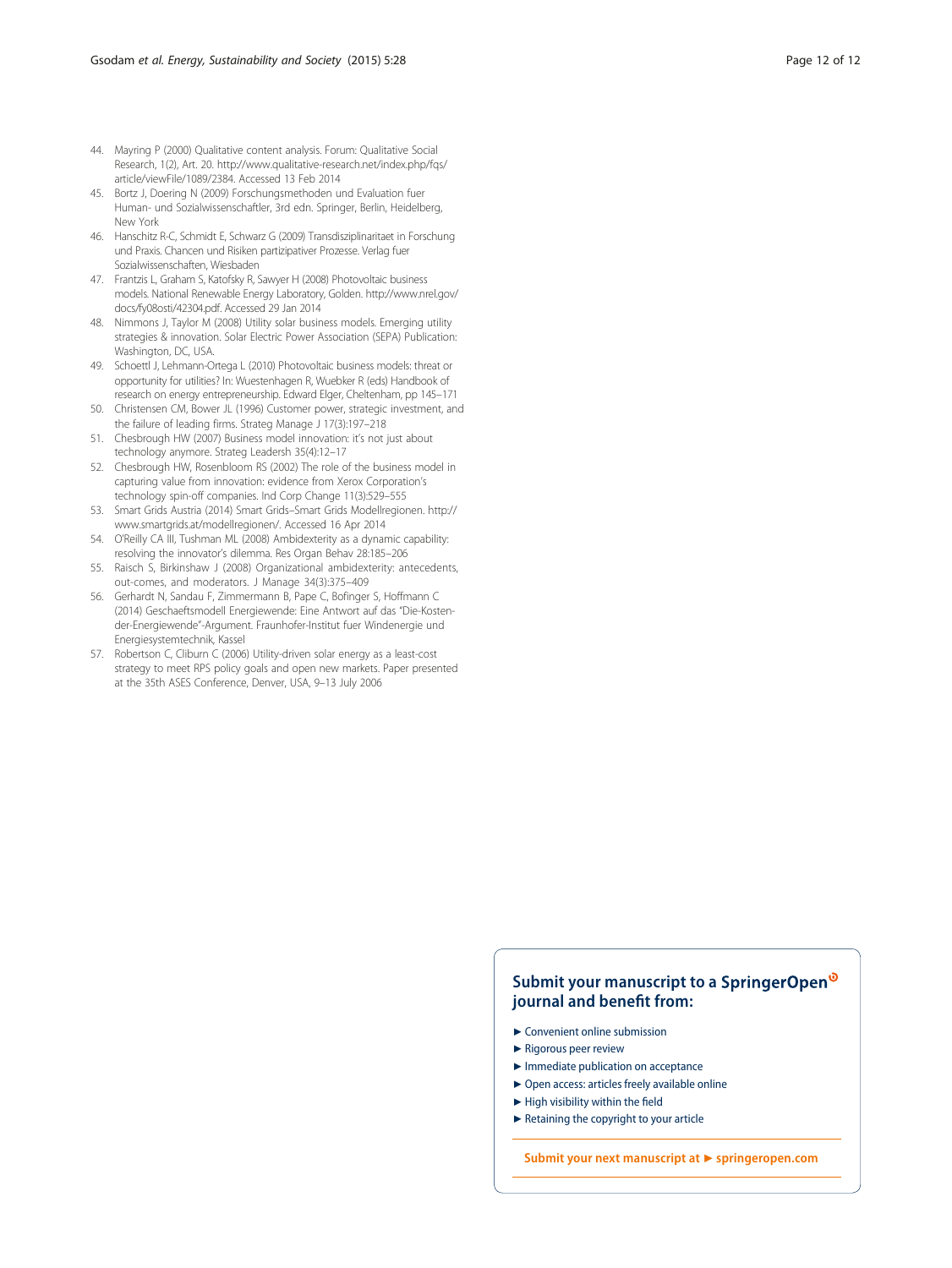44. Mayring P (2000) Qualitative content analysis. Forum: Qualitative Social Research, 1(2), Art. 20. http://www.qualitative-research.net/index.php/fqs/article/viewFile/1089/2384. Accessed 13 Feb 2014
45. Bortz J, Doering N (2009) Forschungsmethoden und Evaluation fuer Human- und Sozialwissenschaftler, 3rd edn. Springer, Berlin, Heidelberg, New York
46. Hanschitz R-C, Schmidt E, Schwarz G (2009) Transdisziplinaritaet in Forschung und Praxis. Chancen und Risiken partizipativer Prozesse. Verlag fuer Sozialwissenschaften, Wiesbaden
47. Frantzis L, Graham S, Katofsky R, Sawyer H (2008) Photovoltaic business models. National Renewable Energy Laboratory, Golden. http://www.nrel.gov/docs/fy08osti/42304.pdf. Accessed 29 Jan 2014
48. Nimmons J, Taylor M (2008) Utility solar business models. Emerging utility strategies & innovation. Solar Electric Power Association (SEPA) Publication: Washington, DC, USA.
49. Schoettl J, Lehmann-Ortega L (2010) Photovoltaic business models: threat or opportunity for utilities? In: Wuestenhagen R, Wuebker R (eds) Handbook of research on energy entrepreneurship. Edward Elger, Cheltenham, pp 145–171
50. Christensen CM, Bower JL (1996) Customer power, strategic investment, and the failure of leading firms. Strateg Manage J 17(3):197–218
51. Chesbrough HW (2007) Business model innovation: it's not just about technology anymore. Strateg Leadersh 35(4):12–17
52. Chesbrough HW, Rosenbloom RS (2002) The role of the business model in capturing value from innovation: evidence from Xerox Corporation's technology spin-off companies. Ind Corp Change 11(3):529–555
53. Smart Grids Austria (2014) Smart Grids–Smart Grids Modellregionen. http://www.smartgrids.at/modellregionen/. Accessed 16 Apr 2014
54. O'Reilly CA III, Tushman ML (2008) Ambidexterity as a dynamic capability: resolving the innovator's dilemma. Res Organ Behav 28:185–206
55. Raisch S, Birkinshaw J (2008) Organizational ambidexterity: antecedents, out-comes, and moderators. J Manage 34(3):375–409
56. Gerhardt N, Sandau F, Zimmermann B, Pape C, Bofinger S, Hoffmann C (2014) Geschaeftsmodell Energiewende: Eine Antwort auf das "Die-Kosten-der-Energiewende"-Argument. Fraunhofer-Institut fuer Windenergie und Energiesystemtechnik, Kassel
57. Robertson C, Cliburn C (2006) Utility-driven solar energy as a least-cost strategy to meet RPS policy goals and open new markets. Paper presented at the 35th ASES Conference, Denver, USA, 9–13 July 2006

**Submit your manuscript to a SpringerOpen journal and benefit from:**

- ► Convenient online submission
- ► Rigorous peer review
- ► Immediate publication on acceptance
- ► Open access: articles freely available online
- ► High visibility within the field
- ► Retaining the copyright to your article

**Submit your next manuscript at ► springeropen.com**